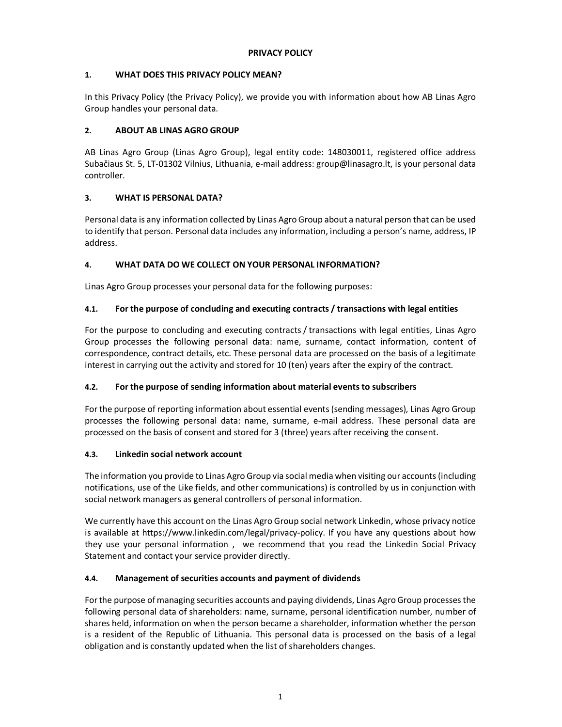# PRIVACY POLICY

## 1. WHAT DOES THIS PRIVACY POLICY MEAN?

In this Privacy Policy (the Privacy Policy), we provide you with information about how AB Linas Agro Group handles your personal data.

## 2. ABOUT AB LINAS AGRO GROUP

AB Linas Agro Group (Linas Agro Group), legal entity code: 148030011, registered office address Subačiaus St. 5, LT-01302 Vilnius, Lithuania, e-mail address: group@linasagro.lt, is your personal data controller.

## 3. WHAT IS PERSONAL DATA?

Personal data is any information collected by Linas Agro Group about a natural person that can be used to identify that person. Personal data includes any information, including a person's name, address, IP address.

## 4. WHAT DATA DO WE COLLECT ON YOUR PERSONAL INFORMATION?

Linas Agro Group processes your personal data for the following purposes:

### 4.1. For the purpose of concluding and executing contracts / transactions with legal entities

For the purpose to concluding and executing contracts / transactions with legal entities, Linas Agro Group processes the following personal data: name, surname, contact information, content of correspondence, contract details, etc. These personal data are processed on the basis of a legitimate interest in carrying out the activity and stored for 10 (ten) years after the expiry of the contract.

### 4.2. For the purpose of sending information about material events to subscribers

For the purpose of reporting information about essential events (sending messages), Linas Agro Group processes the following personal data: name, surname, e-mail address. These personal data are processed on the basis of consent and stored for 3 (three) years after receiving the consent.

### 4.3. Linkedin social network account

The information you provide to Linas Agro Group via social media when visiting our accounts (including notifications, use of the Like fields, and other communications) is controlled by us in conjunction with social network managers as general controllers of personal information.

We currently have this account on the Linas Agro Group social network Linkedin, whose privacy notice is available at https://www.linkedin.com/legal/privacy-policy. If you have any questions about how they use your personal information , we recommend that you read the Linkedin Social Privacy Statement and contact your service provider directly.

### 4.4. Management of securities accounts and payment of dividends

For the purpose of managing securities accounts and paying dividends, Linas Agro Group processes the following personal data of shareholders: name, surname, personal identification number, number of shares held, information on when the person became a shareholder, information whether the person is a resident of the Republic of Lithuania. This personal data is processed on the basis of a legal obligation and is constantly updated when the list of shareholders changes.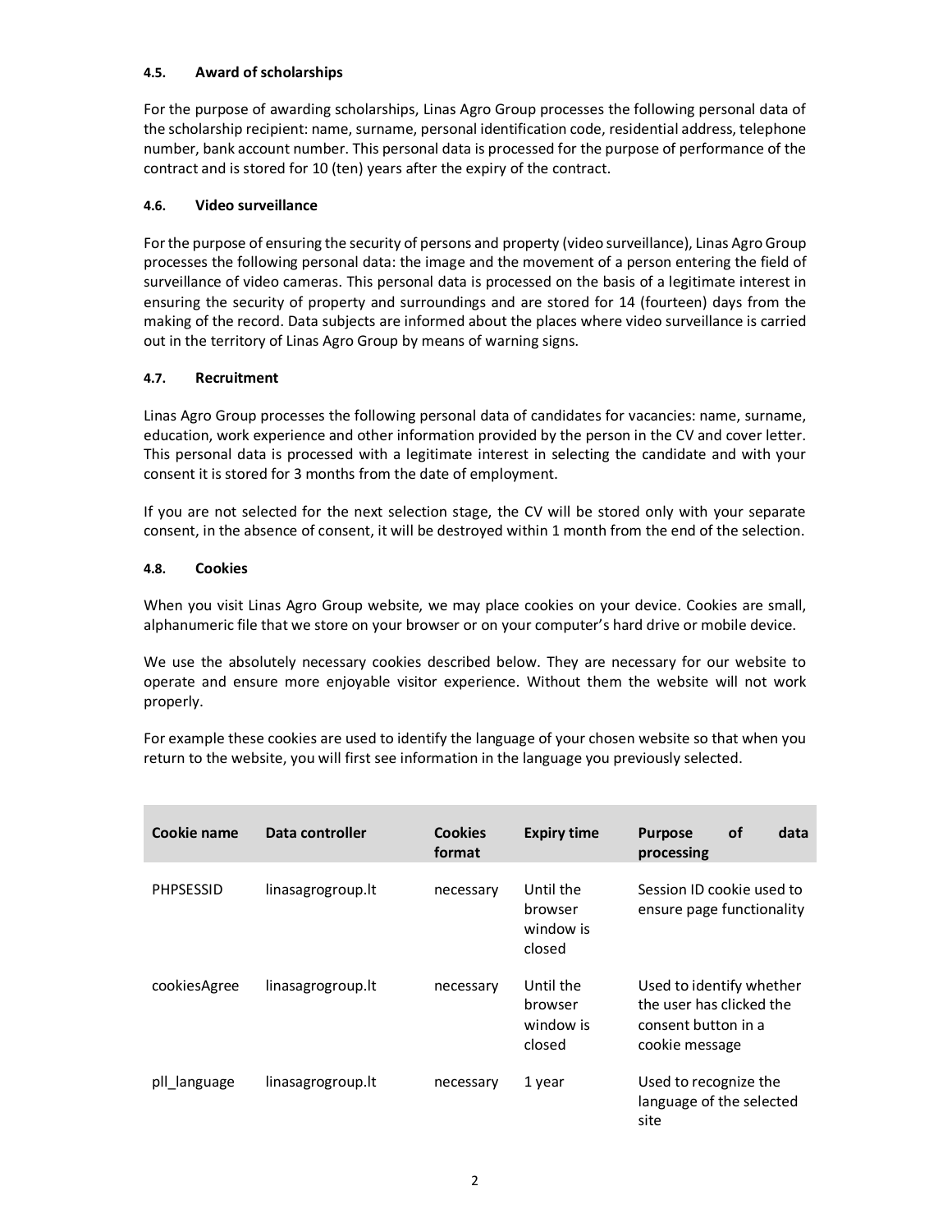#### 4.5. Award of scholarships

For the purpose of awarding scholarships, Linas Agro Group processes the following personal data of the scholarship recipient: name, surname, personal identification code, residential address, telephone number, bank account number. This personal data is processed for the purpose of performance of the contract and is stored for 10 (ten) years after the expiry of the contract.

#### 4.6. Video surveillance

For the purpose of ensuring the security of persons and property (video surveillance), Linas Agro Group processes the following personal data: the image and the movement of a person entering the field of surveillance of video cameras. This personal data is processed on the basis of a legitimate interest in ensuring the security of property and surroundings and are stored for 14 (fourteen) days from the making of the record. Data subjects are informed about the places where video surveillance is carried out in the territory of Linas Agro Group by means of warning signs.

#### 4.7. Recruitment

Linas Agro Group processes the following personal data of candidates for vacancies: name, surname, education, work experience and other information provided by the person in the CV and cover letter. This personal data is processed with a legitimate interest in selecting the candidate and with your consent it is stored for 3 months from the date of employment.

If you are not selected for the next selection stage, the CV will be stored only with your separate consent, in the absence of consent, it will be destroyed within 1 month from the end of the selection.

#### 4.8. Cookies

When you visit Linas Agro Group website, we may place cookies on your device. Cookies are small, alphanumeric file that we store on your browser or on your computer's hard drive or mobile device.

We use the absolutely necessary cookies described below. They are necessary for our website to operate and ensure more enjoyable visitor experience. Without them the website will not work properly.

For example these cookies are used to identify the language of your chosen website so that when you return to the website, you will first see information in the language you previously selected.

| Cookie name | Data controller | Cookies format | Expiry time | Purpose of data processing |
|---|---|---|---|---|
| PHPSESSID | linasagrogroup.lt | necessary | Until the browser window is closed | Session ID cookie used to ensure page functionality |
| cookiesAgree | linasagrogroup.lt | necessary | Until the browser window is closed | Used to identify whether the user has clicked the consent button in a cookie message |
| pll_language | linasagrogroup.lt | necessary | 1 year | Used to recognize the language of the selected site |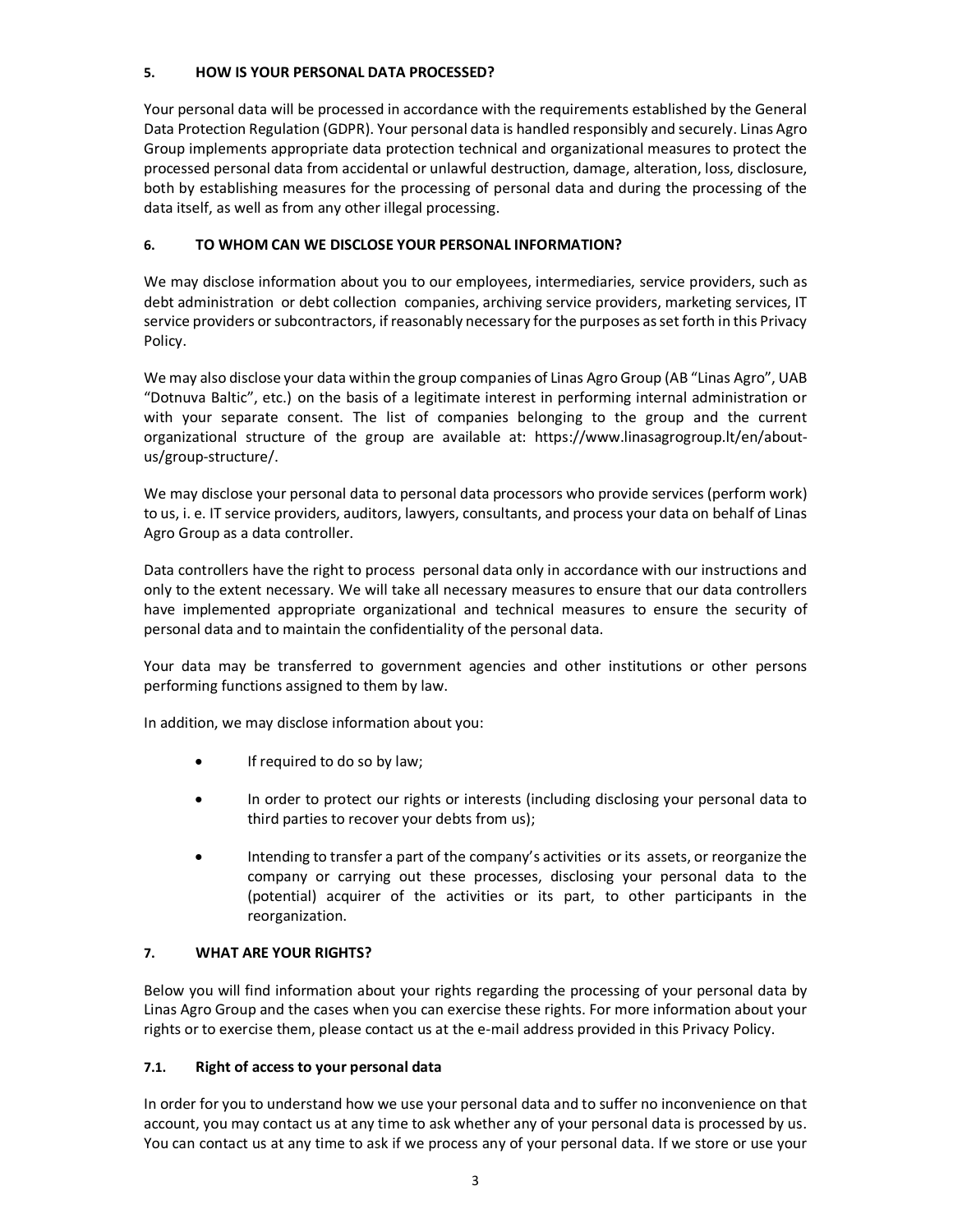## 5. HOW IS YOUR PERSONAL DATA PROCESSED?

Your personal data will be processed in accordance with the requirements established by the General Data Protection Regulation (GDPR). Your personal data is handled responsibly and securely. Linas Agro Group implements appropriate data protection technical and organizational measures to protect the processed personal data from accidental or unlawful destruction, damage, alteration, loss, disclosure, both by establishing measures for the processing of personal data and during the processing of the data itself, as well as from any other illegal processing.

## 6. TO WHOM CAN WE DISCLOSE YOUR PERSONAL INFORMATION?

We may disclose information about you to our employees, intermediaries, service providers, such as debt administration or debt collection companies, archiving service providers, marketing services, IT service providers or subcontractors, if reasonably necessary for the purposes as set forth in this Privacy Policy.

We may also disclose your data within the group companies of Linas Agro Group (AB "Linas Agro", UAB "Dotnuva Baltic", etc.) on the basis of a legitimate interest in performing internal administration or with your separate consent. The list of companies belonging to the group and the current organizational structure of the group are available at: https://www.linasagrogroup.lt/en/about-us/group-structure/.

We may disclose your personal data to personal data processors who provide services (perform work) to us, i. e. IT service providers, auditors, lawyers, consultants, and process your data on behalf of Linas Agro Group as a data controller.

Data controllers have the right to process personal data only in accordance with our instructions and only to the extent necessary. We will take all necessary measures to ensure that our data controllers have implemented appropriate organizational and technical measures to ensure the security of personal data and to maintain the confidentiality of the personal data.

Your data may be transferred to government agencies and other institutions or other persons performing functions assigned to them by law.

In addition, we may disclose information about you:

- If required to do so by law;
- In order to protect our rights or interests (including disclosing your personal data to third parties to recover your debts from us);
- Intending to transfer a part of the company's activities or its assets, or reorganize the company or carrying out these processes, disclosing your personal data to the (potential) acquirer of the activities or its part, to other participants in the reorganization.

## 7. WHAT ARE YOUR RIGHTS?

Below you will find information about your rights regarding the processing of your personal data by Linas Agro Group and the cases when you can exercise these rights. For more information about your rights or to exercise them, please contact us at the e-mail address provided in this Privacy Policy.

### 7.1. Right of access to your personal data

In order for you to understand how we use your personal data and to suffer no inconvenience on that account, you may contact us at any time to ask whether any of your personal data is processed by us. You can contact us at any time to ask if we process any of your personal data. If we store or use your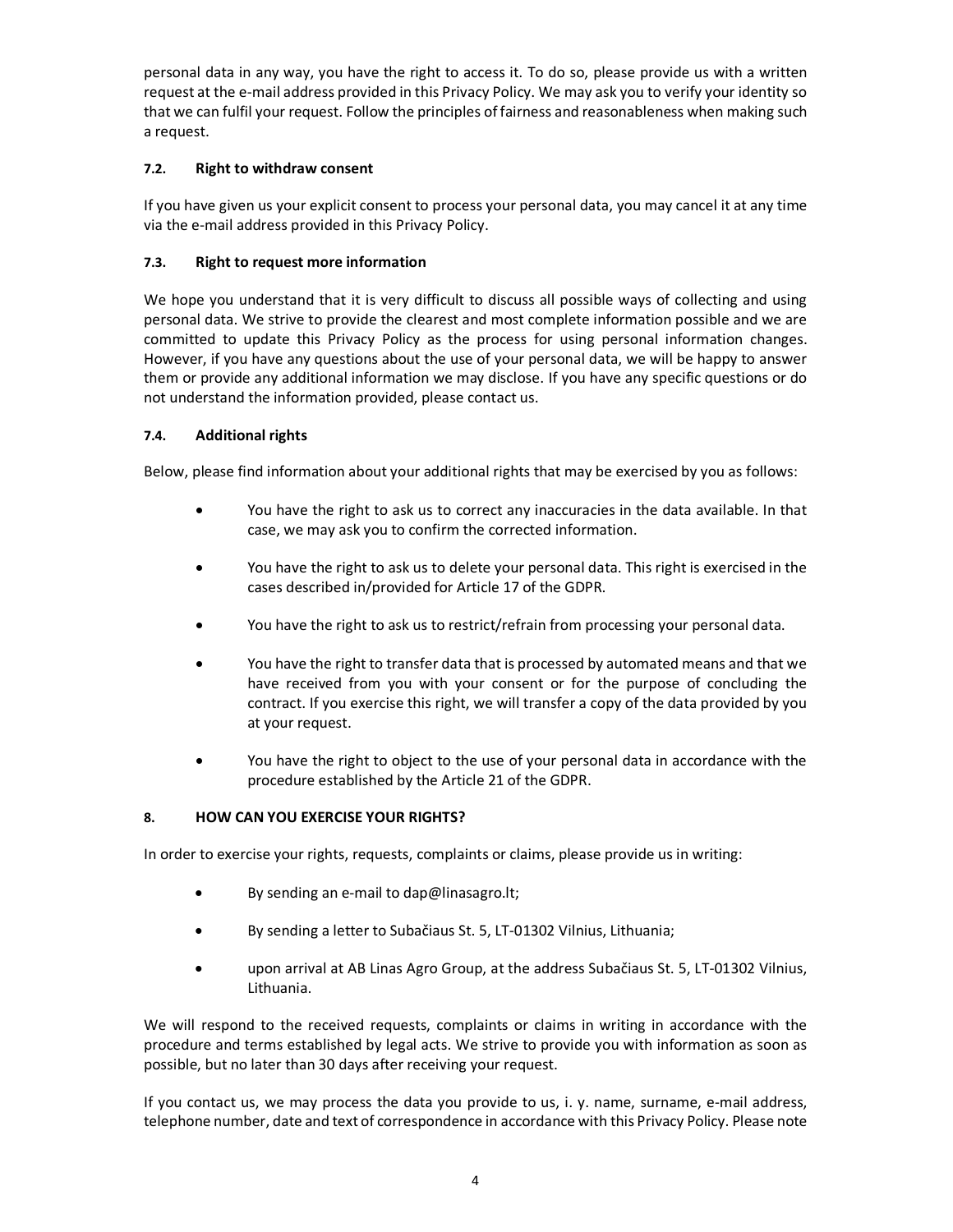personal data in any way, you have the right to access it. To do so, please provide us with a written request at the e-mail address provided in this Privacy Policy. We may ask you to verify your identity so that we can fulfil your request. Follow the principles of fairness and reasonableness when making such a request.

### 7.2. Right to withdraw consent

If you have given us your explicit consent to process your personal data, you may cancel it at any time via the e-mail address provided in this Privacy Policy.

### 7.3. Right to request more information

We hope you understand that it is very difficult to discuss all possible ways of collecting and using personal data. We strive to provide the clearest and most complete information possible and we are committed to update this Privacy Policy as the process for using personal information changes. However, if you have any questions about the use of your personal data, we will be happy to answer them or provide any additional information we may disclose. If you have any specific questions or do not understand the information provided, please contact us.

### 7.4. Additional rights

Below, please find information about your additional rights that may be exercised by you as follows:

- You have the right to ask us to correct any inaccuracies in the data available. In that case, we may ask you to confirm the corrected information.
- You have the right to ask us to delete your personal data. This right is exercised in the cases described in/provided for Article 17 of the GDPR.
- You have the right to ask us to restrict/refrain from processing your personal data.
- You have the right to transfer data that is processed by automated means and that we have received from you with your consent or for the purpose of concluding the contract. If you exercise this right, we will transfer a copy of the data provided by you at your request.
- You have the right to object to the use of your personal data in accordance with the procedure established by the Article 21 of the GDPR.

## 8. HOW CAN YOU EXERCISE YOUR RIGHTS?

In order to exercise your rights, requests, complaints or claims, please provide us in writing:

- By sending an e-mail to dap@linasagro.lt;
- By sending a letter to Subačiaus St. 5, LT-01302 Vilnius, Lithuania;
- upon arrival at AB Linas Agro Group, at the address Subačiaus St. 5, LT-01302 Vilnius, Lithuania.

We will respond to the received requests, complaints or claims in writing in accordance with the procedure and terms established by legal acts. We strive to provide you with information as soon as possible, but no later than 30 days after receiving your request.

If you contact us, we may process the data you provide to us, i. y. name, surname, e-mail address, telephone number, date and text of correspondence in accordance with this Privacy Policy. Please note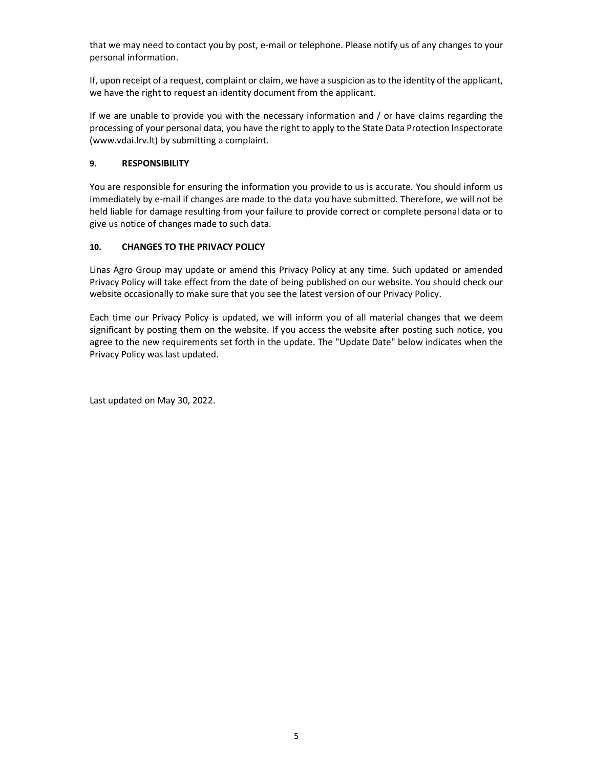that we may need to contact you by post, e-mail or telephone. Please notify us of any changes to your personal information.

If, upon receipt of a request, complaint or claim, we have a suspicion as to the identity of the applicant, we have the right to request an identity document from the applicant.

If we are unable to provide you with the necessary information and / or have claims regarding the processing of your personal data, you have the right to apply to the State Data Protection Inspectorate (www.vdai.lrv.lt) by submitting a complaint.

## 9. RESPONSIBILITY

You are responsible for ensuring the information you provide to us is accurate. You should inform us immediately by e-mail if changes are made to the data you have submitted. Therefore, we will not be held liable for damage resulting from your failure to provide correct or complete personal data or to give us notice of changes made to such data.

## 10. CHANGES TO THE PRIVACY POLICY

Linas Agro Group may update or amend this Privacy Policy at any time. Such updated or amended Privacy Policy will take effect from the date of being published on our website. You should check our website occasionally to make sure that you see the latest version of our Privacy Policy.

Each time our Privacy Policy is updated, we will inform you of all material changes that we deem significant by posting them on the website. If you access the website after posting such notice, you agree to the new requirements set forth in the update. The "Update Date" below indicates when the Privacy Policy was last updated.

Last updated on May 30, 2022.